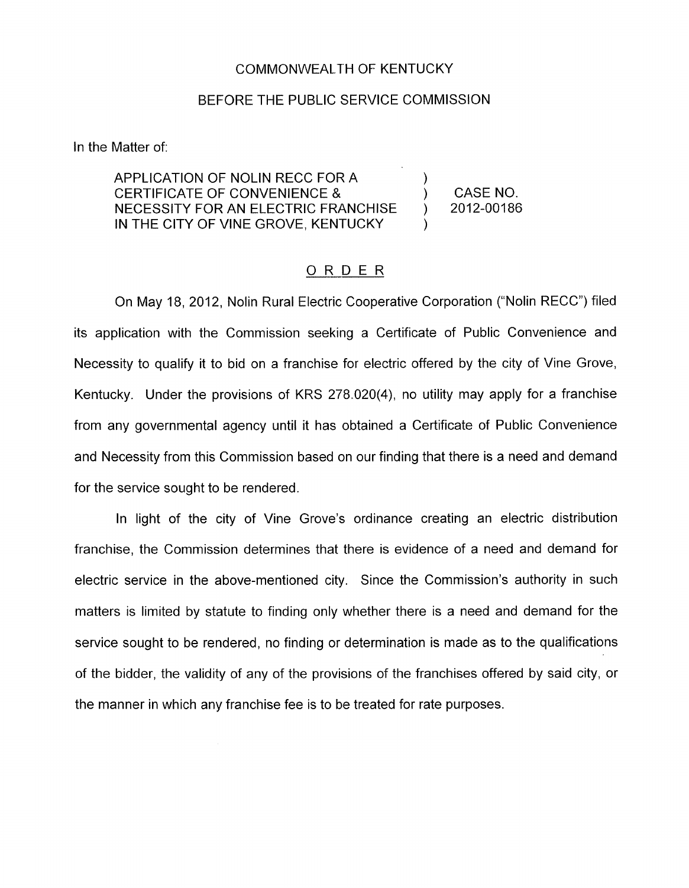COMMONWEALTH OF KENTUCKY

BEFORE THE PUBLIC SERVICE COMMISSION

In the Matter of:

| | | |
|---|---|---|
| APPLICATION OF NOLIN RECC FOR A CERTIFICATE OF CONVENIENCE & NECESSITY FOR AN ELECTRIC FRANCHISE IN THE CITY OF VINE GROVE, KENTUCKY | ) ) ) ) | CASE NO. 2012-00186 |

## ORDER

On May 18, 2012, Nolin Rural Electric Cooperative Corporation ("Nolin RECC") filed its application with the Commission seeking a Certificate of Public Convenience and Necessity to qualify it to bid on a franchise for electric offered by the city of Vine Grove, Kentucky. Under the provisions of KRS 278.020(4), no utility may apply for a franchise from any governmental agency until it has obtained a Certificate of Public Convenience and Necessity from this Commission based on our finding that there is a need and demand for the service sought to be rendered.

In light of the city of Vine Grove's ordinance creating an electric distribution franchise, the Commission determines that there is evidence of a need and demand for electric service in the above-mentioned city. Since the Commission's authority in such matters is limited by statute to finding only whether there is a need and demand for the service sought to be rendered, no finding or determination is made as to the qualifications of the bidder, the validity of any of the provisions of the franchises offered by said city, or the manner in which any franchise fee is to be treated for rate purposes.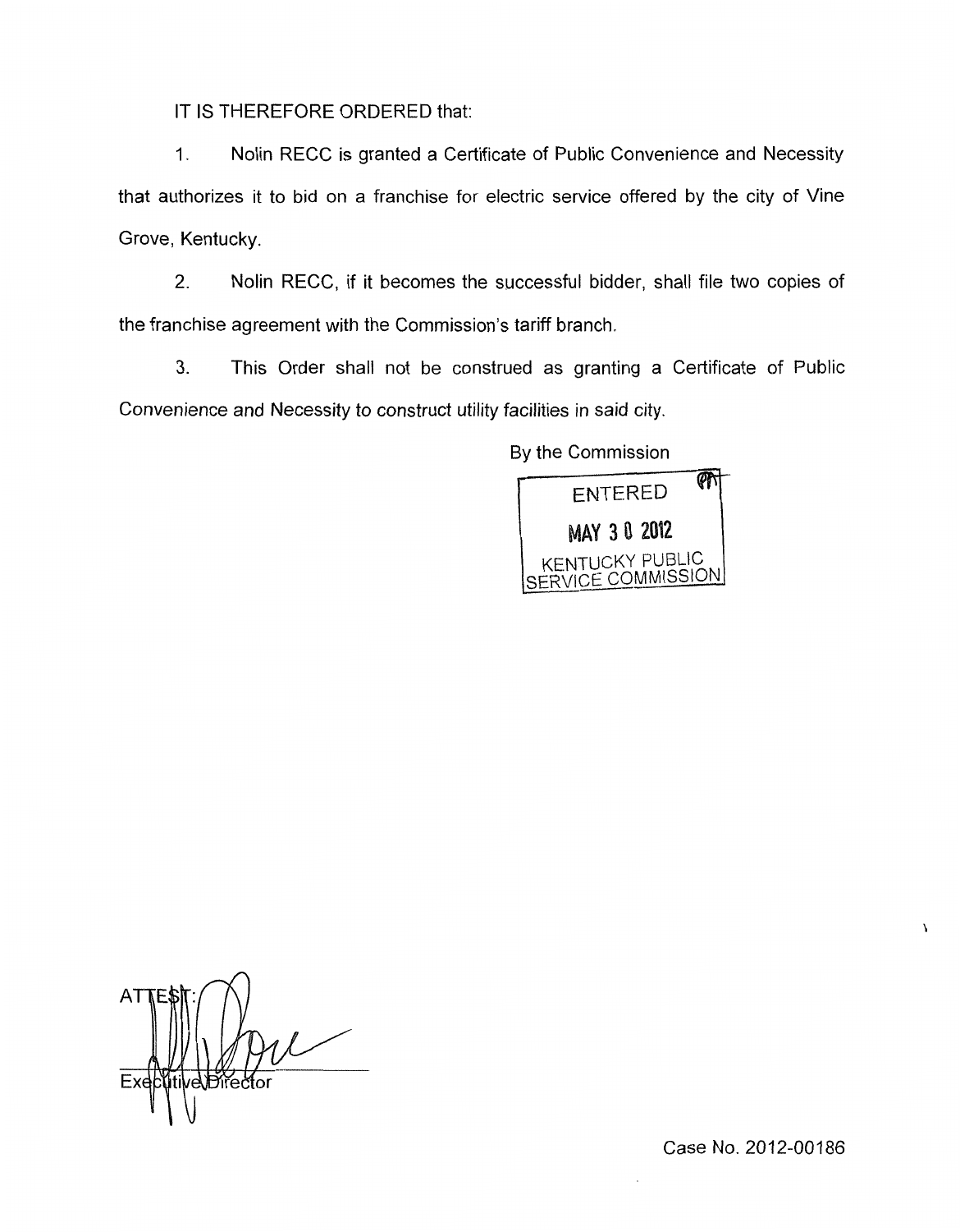IT IS THEREFORE ORDERED that:

1. Nolin RECC is granted a Certificate of Public Convenience and Necessity that authorizes it to bid on a franchise for electric service offered by the city of Vine Grove, Kentucky.

2. Nolin RECC, if it becomes the successful bidder, shall file two copies of the franchise agreement with the Commission's tariff branch.

3. This Order shall not be construed as granting a Certificate of Public Convenience and Necessity to construct utility facilities in said city.

By the Commission

ENTERED
MAY 30 2012
KENTUCKY PUBLIC SERVICE COMMISSION

ATTEST:

Executive Director

Case No. 2012-00186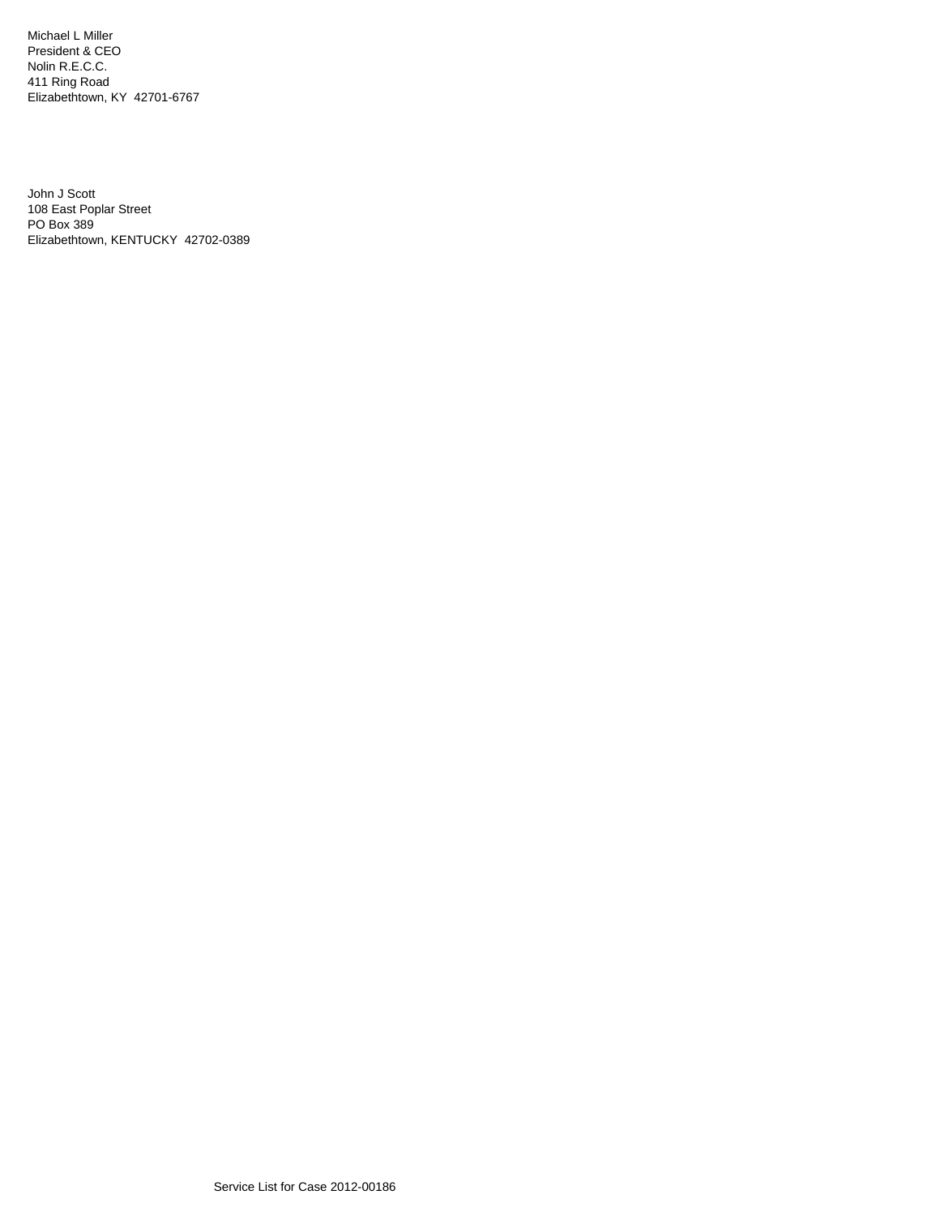Michael L Miller
President & CEO
Nolin R.E.C.C.
411 Ring Road
Elizabethtown, KY 42701-6767

John J Scott
108 East Poplar Street
PO Box 389
Elizabethtown, KENTUCKY 42702-0389